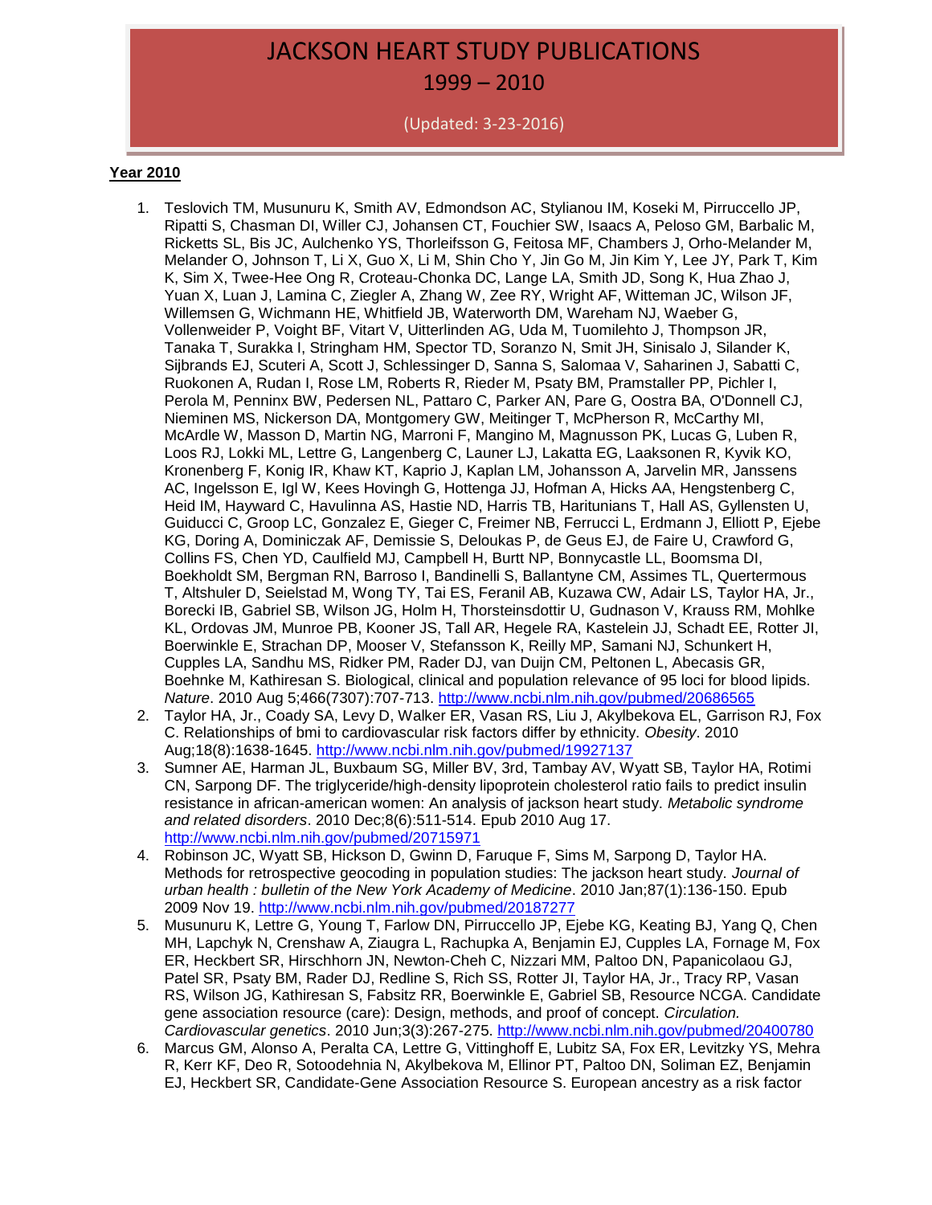# JACKSON HEART STUDY PUBLICATIONS
## 1999 – 2010

(Updated: 3-23-2016)

**Year 2010**

1. Teslovich TM, Musunuru K, Smith AV, Edmondson AC, Stylianou IM, Koseki M, Pirruccello JP, Ripatti S, Chasman DI, Willer CJ, Johansen CT, Fouchier SW, Isaacs A, Peloso GM, Barbalic M, Ricketts SL, Bis JC, Aulchenko YS, Thorleifsson G, Feitosa MF, Chambers J, Orho-Melander M, Melander O, Johnson T, Li X, Guo X, Li M, Shin Cho Y, Jin Go M, Jin Kim Y, Lee JY, Park T, Kim K, Sim X, Twee-Hee Ong R, Croteau-Chonka DC, Lange LA, Smith JD, Song K, Hua Zhao J, Yuan X, Luan J, Lamina C, Ziegler A, Zhang W, Zee RY, Wright AF, Witteman JC, Wilson JF, Willemsen G, Wichmann HE, Whitfield JB, Waterworth DM, Wareham NJ, Waeber G, Vollenweider P, Voight BF, Vitart V, Uitterlinden AG, Uda M, Tuomilehto J, Thompson JR, Tanaka T, Surakka I, Stringham HM, Spector TD, Soranzo N, Smit JH, Sinisalo J, Silander K, Sijbrands EJ, Scuteri A, Scott J, Schlessinger D, Sanna S, Salomaa V, Saharinen J, Sabatti C, Ruokonen A, Rudan I, Rose LM, Roberts R, Rieder M, Psaty BM, Pramstaller PP, Pichler I, Perola M, Penninx BW, Pedersen NL, Pattaro C, Parker AN, Pare G, Oostra BA, O'Donnell CJ, Nieminen MS, Nickerson DA, Montgomery GW, Meitinger T, McPherson R, McCarthy MI, McArdle W, Masson D, Martin NG, Marroni F, Mangino M, Magnusson PK, Lucas G, Luben R, Loos RJ, Lokki ML, Lettre G, Langenberg C, Launer LJ, Lakatta EG, Laaksonen R, Kyvik KO, Kronenberg F, Konig IR, Khaw KT, Kaprio J, Kaplan LM, Johansson A, Jarvelin MR, Janssens AC, Ingelsson E, Igl W, Kees Hovingh G, Hottenga JJ, Hofman A, Hicks AA, Hengstenberg C, Heid IM, Hayward C, Havulinna AS, Hastie ND, Harris TB, Haritunians T, Hall AS, Gyllensten U, Guiducci C, Groop LC, Gonzalez E, Gieger C, Freimer NB, Ferrucci L, Erdmann J, Elliott P, Ejebe KG, Doring A, Dominiczak AF, Demissie S, Deloukas P, de Geus EJ, de Faire U, Crawford G, Collins FS, Chen YD, Caulfield MJ, Campbell H, Burtt NP, Bonnycastle LL, Boomsma DI, Boekholdt SM, Bergman RN, Barroso I, Bandinelli S, Ballantyne CM, Assimes TL, Quertermous T, Altshuler D, Seielstad M, Wong TY, Tai ES, Feranil AB, Kuzawa CW, Adair LS, Taylor HA, Jr., Borecki IB, Gabriel SB, Wilson JG, Holm H, Thorsteinsdottir U, Gudnason V, Krauss RM, Mohlke KL, Ordovas JM, Munroe PB, Kooner JS, Tall AR, Hegele RA, Kastelein JJ, Schadt EE, Rotter JI, Boerwinkle E, Strachan DP, Mooser V, Stefansson K, Reilly MP, Samani NJ, Schunkert H, Cupples LA, Sandhu MS, Ridker PM, Rader DJ, van Duijn CM, Peltonen L, Abecasis GR, Boehnke M, Kathiresan S. Biological, clinical and population relevance of 95 loci for blood lipids. *Nature*. 2010 Aug 5;466(7307):707-713. http://www.ncbi.nlm.nih.gov/pubmed/20686565
2. Taylor HA, Jr., Coady SA, Levy D, Walker ER, Vasan RS, Liu J, Akylbekova EL, Garrison RJ, Fox C. Relationships of bmi to cardiovascular risk factors differ by ethnicity. *Obesity*. 2010 Aug;18(8):1638-1645. http://www.ncbi.nlm.nih.gov/pubmed/19927137
3. Sumner AE, Harman JL, Buxbaum SG, Miller BV, 3rd, Tambay AV, Wyatt SB, Taylor HA, Rotimi CN, Sarpong DF. The triglyceride/high-density lipoprotein cholesterol ratio fails to predict insulin resistance in african-american women: An analysis of jackson heart study. *Metabolic syndrome and related disorders*. 2010 Dec;8(6):511-514. Epub 2010 Aug 17. http://www.ncbi.nlm.nih.gov/pubmed/20715971
4. Robinson JC, Wyatt SB, Hickson D, Gwinn D, Faruque F, Sims M, Sarpong D, Taylor HA. Methods for retrospective geocoding in population studies: The jackson heart study. *Journal of urban health : bulletin of the New York Academy of Medicine*. 2010 Jan;87(1):136-150. Epub 2009 Nov 19. http://www.ncbi.nlm.nih.gov/pubmed/20187277
5. Musunuru K, Lettre G, Young T, Farlow DN, Pirruccello JP, Ejebe KG, Keating BJ, Yang Q, Chen MH, Lapchyk N, Crenshaw A, Ziaugra L, Rachupka A, Benjamin EJ, Cupples LA, Fornage M, Fox ER, Heckbert SR, Hirschhorn JN, Newton-Cheh C, Nizzari MM, Paltoo DN, Papanicolaou GJ, Patel SR, Psaty BM, Rader DJ, Redline S, Rich SS, Rotter JI, Taylor HA, Jr., Tracy RP, Vasan RS, Wilson JG, Kathiresan S, Fabsitz RR, Boerwinkle E, Gabriel SB, Resource NCGA. Candidate gene association resource (care): Design, methods, and proof of concept. *Circulation. Cardiovascular genetics*. 2010 Jun;3(3):267-275. http://www.ncbi.nlm.nih.gov/pubmed/20400780
6. Marcus GM, Alonso A, Peralta CA, Lettre G, Vittinghoff E, Lubitz SA, Fox ER, Levitzky YS, Mehra R, Kerr KF, Deo R, Sotoodehnia N, Akylbekova M, Ellinor PT, Paltoo DN, Soliman EZ, Benjamin EJ, Heckbert SR, Candidate-Gene Association Resource S. European ancestry as a risk factor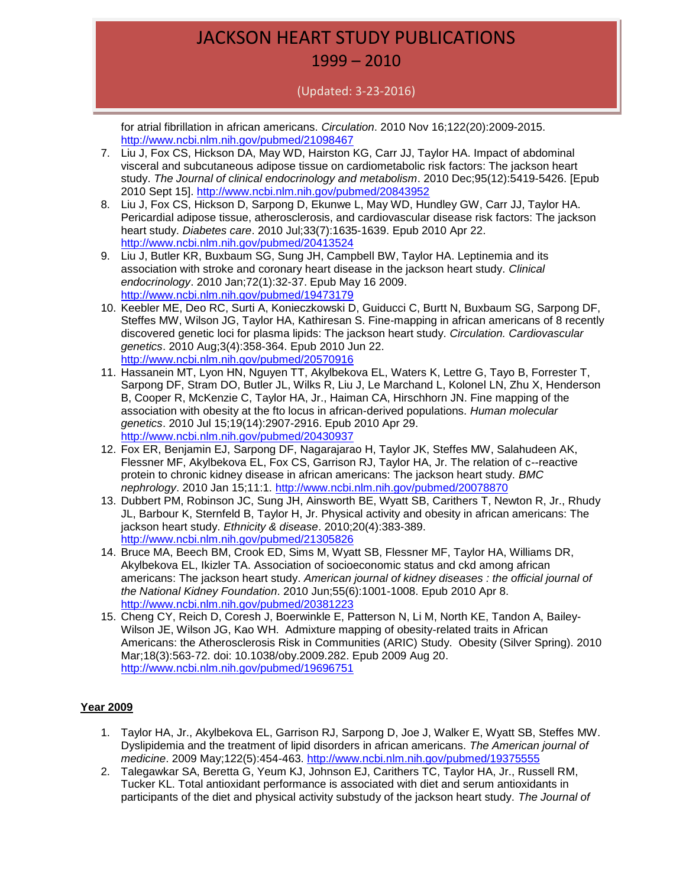for atrial fibrillation in african americans. *Circulation*. 2010 Nov 16;122(20):2009-2015. http://www.ncbi.nlm.nih.gov/pubmed/21098467

7. Liu J, Fox CS, Hickson DA, May WD, Hairston KG, Carr JJ, Taylor HA. Impact of abdominal visceral and subcutaneous adipose tissue on cardiometabolic risk factors: The jackson heart study. *The Journal of clinical endocrinology and metabolism*. 2010 Dec;95(12):5419-5426. [Epub 2010 Sept 15]. http://www.ncbi.nlm.nih.gov/pubmed/20843952
8. Liu J, Fox CS, Hickson D, Sarpong D, Ekunwe L, May WD, Hundley GW, Carr JJ, Taylor HA. Pericardial adipose tissue, atherosclerosis, and cardiovascular disease risk factors: The jackson heart study. *Diabetes care*. 2010 Jul;33(7):1635-1639. Epub 2010 Apr 22. http://www.ncbi.nlm.nih.gov/pubmed/20413524
9. Liu J, Butler KR, Buxbaum SG, Sung JH, Campbell BW, Taylor HA. Leptinemia and its association with stroke and coronary heart disease in the jackson heart study. *Clinical endocrinology*. 2010 Jan;72(1):32-37. Epub May 16 2009. http://www.ncbi.nlm.nih.gov/pubmed/19473179
10. Keebler ME, Deo RC, Surti A, Konieczkowski D, Guiducci C, Burtt N, Buxbaum SG, Sarpong DF, Steffes MW, Wilson JG, Taylor HA, Kathiresan S. Fine-mapping in african americans of 8 recently discovered genetic loci for plasma lipids: The jackson heart study. *Circulation. Cardiovascular genetics*. 2010 Aug;3(4):358-364. Epub 2010 Jun 22. http://www.ncbi.nlm.nih.gov/pubmed/20570916
11. Hassanein MT, Lyon HN, Nguyen TT, Akylbekova EL, Waters K, Lettre G, Tayo B, Forrester T, Sarpong DF, Stram DO, Butler JL, Wilks R, Liu J, Le Marchand L, Kolonel LN, Zhu X, Henderson B, Cooper R, McKenzie C, Taylor HA, Jr., Haiman CA, Hirschhorn JN. Fine mapping of the association with obesity at the fto locus in african-derived populations. *Human molecular genetics*. 2010 Jul 15;19(14):2907-2916. Epub 2010 Apr 29. http://www.ncbi.nlm.nih.gov/pubmed/20430937
12. Fox ER, Benjamin EJ, Sarpong DF, Nagarajarao H, Taylor JK, Steffes MW, Salahudeen AK, Flessner MF, Akylbekova EL, Fox CS, Garrison RJ, Taylor HA, Jr. The relation of c--reactive protein to chronic kidney disease in african americans: The jackson heart study. *BMC nephrology*. 2010 Jan 15;11:1. http://www.ncbi.nlm.nih.gov/pubmed/20078870
13. Dubbert PM, Robinson JC, Sung JH, Ainsworth BE, Wyatt SB, Carithers T, Newton R, Jr., Rhudy JL, Barbour K, Sternfeld B, Taylor H, Jr. Physical activity and obesity in african americans: The jackson heart study. *Ethnicity & disease*. 2010;20(4):383-389. http://www.ncbi.nlm.nih.gov/pubmed/21305826
14. Bruce MA, Beech BM, Crook ED, Sims M, Wyatt SB, Flessner MF, Taylor HA, Williams DR, Akylbekova EL, Ikizler TA. Association of socioeconomic status and ckd among african americans: The jackson heart study. *American journal of kidney diseases : the official journal of the National Kidney Foundation*. 2010 Jun;55(6):1001-1008. Epub 2010 Apr 8. http://www.ncbi.nlm.nih.gov/pubmed/20381223
15. Cheng CY, Reich D, Coresh J, Boerwinkle E, Patterson N, Li M, North KE, Tandon A, Bailey-Wilson JE, Wilson JG, Kao WH. Admixture mapping of obesity-related traits in African Americans: the Atherosclerosis Risk in Communities (ARIC) Study. Obesity (Silver Spring). 2010 Mar;18(3):563-72. doi: 10.1038/oby.2009.282. Epub 2009 Aug 20. http://www.ncbi.nlm.nih.gov/pubmed/19696751

**Year 2009**

1. Taylor HA, Jr., Akylbekova EL, Garrison RJ, Sarpong D, Joe J, Walker E, Wyatt SB, Steffes MW. Dyslipidemia and the treatment of lipid disorders in african americans. *The American journal of medicine*. 2009 May;122(5):454-463. http://www.ncbi.nlm.nih.gov/pubmed/19375555
2. Talegawkar SA, Beretta G, Yeum KJ, Johnson EJ, Carithers TC, Taylor HA, Jr., Russell RM, Tucker KL. Total antioxidant performance is associated with diet and serum antioxidants in participants of the diet and physical activity substudy of the jackson heart study. *The Journal of*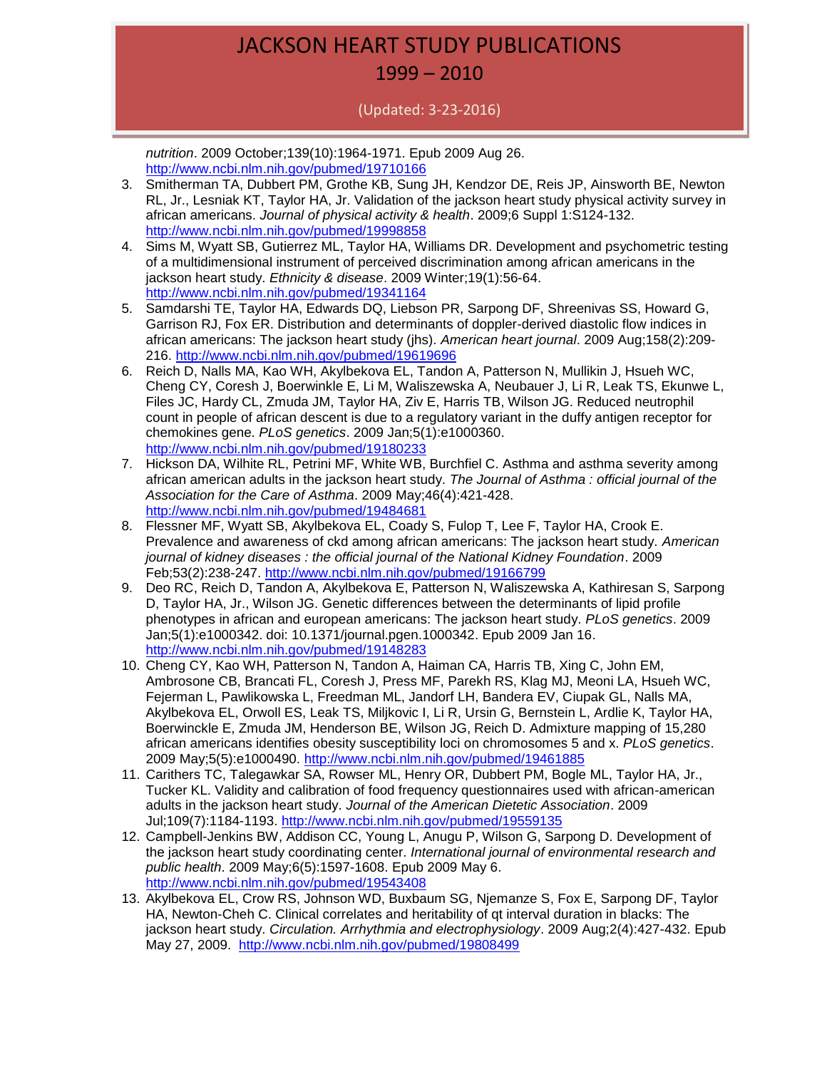*nutrition*. 2009 October;139(10):1964-1971. Epub 2009 Aug 26. http://www.ncbi.nlm.nih.gov/pubmed/19710166

3. Smitherman TA, Dubbert PM, Grothe KB, Sung JH, Kendzor DE, Reis JP, Ainsworth BE, Newton RL, Jr., Lesniak KT, Taylor HA, Jr. Validation of the jackson heart study physical activity survey in african americans. *Journal of physical activity & health*. 2009;6 Suppl 1:S124-132. http://www.ncbi.nlm.nih.gov/pubmed/19998858
4. Sims M, Wyatt SB, Gutierrez ML, Taylor HA, Williams DR. Development and psychometric testing of a multidimensional instrument of perceived discrimination among african americans in the jackson heart study. *Ethnicity & disease*. 2009 Winter;19(1):56-64. http://www.ncbi.nlm.nih.gov/pubmed/19341164
5. Samdarshi TE, Taylor HA, Edwards DQ, Liebson PR, Sarpong DF, Shreenivas SS, Howard G, Garrison RJ, Fox ER. Distribution and determinants of doppler-derived diastolic flow indices in african americans: The jackson heart study (jhs). *American heart journal*. 2009 Aug;158(2):209-216. http://www.ncbi.nlm.nih.gov/pubmed/19619696
6. Reich D, Nalls MA, Kao WH, Akylbekova EL, Tandon A, Patterson N, Mullikin J, Hsueh WC, Cheng CY, Coresh J, Boerwinkle E, Li M, Waliszewska A, Neubauer J, Li R, Leak TS, Ekunwe L, Files JC, Hardy CL, Zmuda JM, Taylor HA, Ziv E, Harris TB, Wilson JG. Reduced neutrophil count in people of african descent is due to a regulatory variant in the duffy antigen receptor for chemokines gene. *PLoS genetics*. 2009 Jan;5(1):e1000360. http://www.ncbi.nlm.nih.gov/pubmed/19180233
7. Hickson DA, Wilhite RL, Petrini MF, White WB, Burchfiel C. Asthma and asthma severity among african american adults in the jackson heart study. *The Journal of Asthma : official journal of the Association for the Care of Asthma*. 2009 May;46(4):421-428. http://www.ncbi.nlm.nih.gov/pubmed/19484681
8. Flessner MF, Wyatt SB, Akylbekova EL, Coady S, Fulop T, Lee F, Taylor HA, Crook E. Prevalence and awareness of ckd among african americans: The jackson heart study. *American journal of kidney diseases : the official journal of the National Kidney Foundation*. 2009 Feb;53(2):238-247. http://www.ncbi.nlm.nih.gov/pubmed/19166799
9. Deo RC, Reich D, Tandon A, Akylbekova E, Patterson N, Waliszewska A, Kathiresan S, Sarpong D, Taylor HA, Jr., Wilson JG. Genetic differences between the determinants of lipid profile phenotypes in african and european americans: The jackson heart study. *PLoS genetics*. 2009 Jan;5(1):e1000342. doi: 10.1371/journal.pgen.1000342. Epub 2009 Jan 16. http://www.ncbi.nlm.nih.gov/pubmed/19148283
10. Cheng CY, Kao WH, Patterson N, Tandon A, Haiman CA, Harris TB, Xing C, John EM, Ambrosone CB, Brancati FL, Coresh J, Press MF, Parekh RS, Klag MJ, Meoni LA, Hsueh WC, Fejerman L, Pawlikowska L, Freedman ML, Jandorf LH, Bandera EV, Ciupak GL, Nalls MA, Akylbekova EL, Orwoll ES, Leak TS, Miljkovic I, Li R, Ursin G, Bernstein L, Ardlie K, Taylor HA, Boerwinckle E, Zmuda JM, Henderson BE, Wilson JG, Reich D. Admixture mapping of 15,280 african americans identifies obesity susceptibility loci on chromosomes 5 and x. *PLoS genetics*. 2009 May;5(5):e1000490. http://www.ncbi.nlm.nih.gov/pubmed/19461885
11. Carithers TC, Talegawkar SA, Rowser ML, Henry OR, Dubbert PM, Bogle ML, Taylor HA, Jr., Tucker KL. Validity and calibration of food frequency questionnaires used with african-american adults in the jackson heart study. *Journal of the American Dietetic Association*. 2009 Jul;109(7):1184-1193. http://www.ncbi.nlm.nih.gov/pubmed/19559135
12. Campbell-Jenkins BW, Addison CC, Young L, Anugu P, Wilson G, Sarpong D. Development of the jackson heart study coordinating center. *International journal of environmental research and public health*. 2009 May;6(5):1597-1608. Epub 2009 May 6. http://www.ncbi.nlm.nih.gov/pubmed/19543408
13. Akylbekova EL, Crow RS, Johnson WD, Buxbaum SG, Njemanze S, Fox E, Sarpong DF, Taylor HA, Newton-Cheh C. Clinical correlates and heritability of qt interval duration in blacks: The jackson heart study. *Circulation. Arrhythmia and electrophysiology*. 2009 Aug;2(4):427-432. Epub May 27, 2009. http://www.ncbi.nlm.nih.gov/pubmed/19808499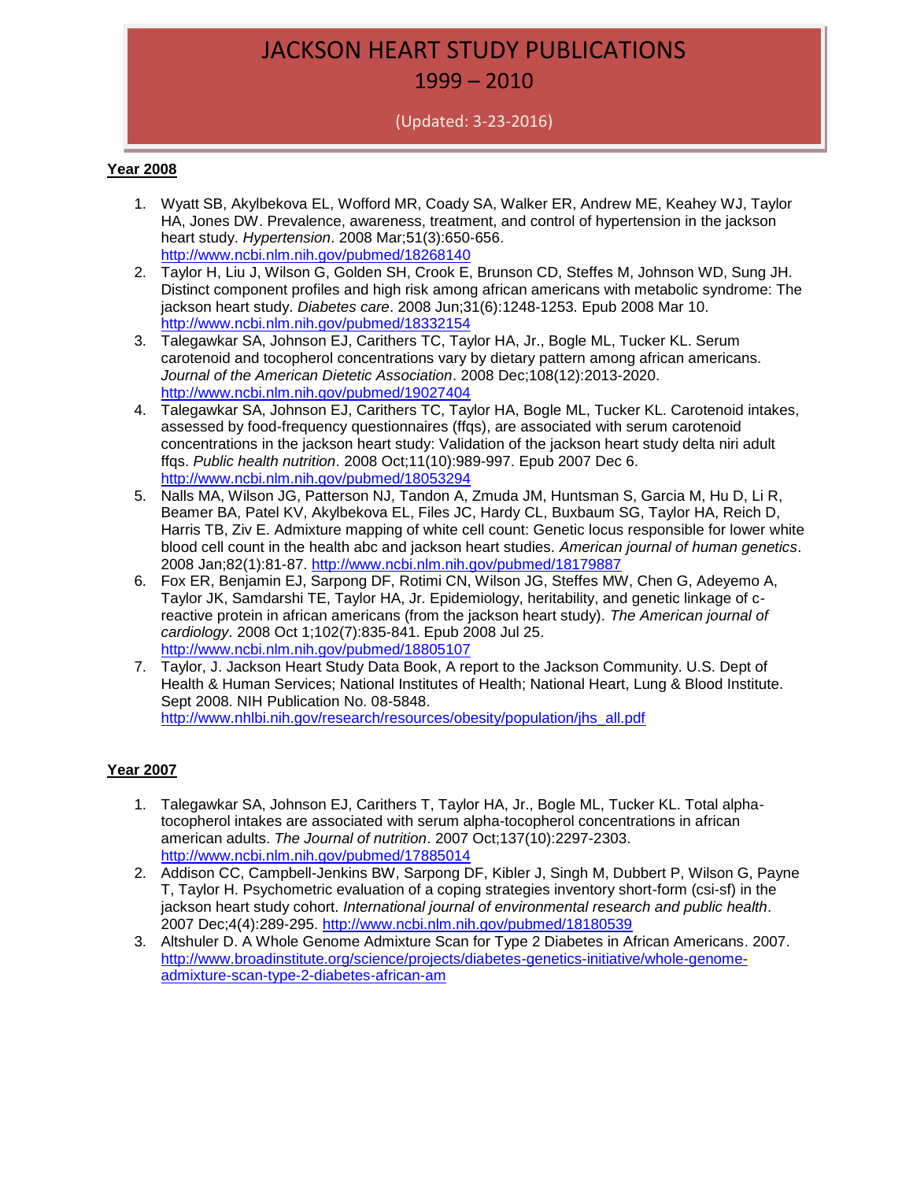# JACKSON HEART STUDY PUBLICATIONS
## 1999 – 2010

(Updated: 3-23-2016)

**Year 2008**

1. Wyatt SB, Akylbekova EL, Wofford MR, Coady SA, Walker ER, Andrew ME, Keahey WJ, Taylor HA, Jones DW. Prevalence, awareness, treatment, and control of hypertension in the jackson heart study. *Hypertension*. 2008 Mar;51(3):650-656. http://www.ncbi.nlm.nih.gov/pubmed/18268140
2. Taylor H, Liu J, Wilson G, Golden SH, Crook E, Brunson CD, Steffes M, Johnson WD, Sung JH. Distinct component profiles and high risk among african americans with metabolic syndrome: The jackson heart study. *Diabetes care*. 2008 Jun;31(6):1248-1253. Epub 2008 Mar 10. http://www.ncbi.nlm.nih.gov/pubmed/18332154
3. Talegawkar SA, Johnson EJ, Carithers TC, Taylor HA, Jr., Bogle ML, Tucker KL. Serum carotenoid and tocopherol concentrations vary by dietary pattern among african americans. *Journal of the American Dietetic Association*. 2008 Dec;108(12):2013-2020. http://www.ncbi.nlm.nih.gov/pubmed/19027404
4. Talegawkar SA, Johnson EJ, Carithers TC, Taylor HA, Bogle ML, Tucker KL. Carotenoid intakes, assessed by food-frequency questionnaires (ffqs), are associated with serum carotenoid concentrations in the jackson heart study: Validation of the jackson heart study delta niri adult ffqs. *Public health nutrition*. 2008 Oct;11(10):989-997. Epub 2007 Dec 6. http://www.ncbi.nlm.nih.gov/pubmed/18053294
5. Nalls MA, Wilson JG, Patterson NJ, Tandon A, Zmuda JM, Huntsman S, Garcia M, Hu D, Li R, Beamer BA, Patel KV, Akylbekova EL, Files JC, Hardy CL, Buxbaum SG, Taylor HA, Reich D, Harris TB, Ziv E. Admixture mapping of white cell count: Genetic locus responsible for lower white blood cell count in the health abc and jackson heart studies. *American journal of human genetics*. 2008 Jan;82(1):81-87. http://www.ncbi.nlm.nih.gov/pubmed/18179887
6. Fox ER, Benjamin EJ, Sarpong DF, Rotimi CN, Wilson JG, Steffes MW, Chen G, Adeyemo A, Taylor JK, Samdarshi TE, Taylor HA, Jr. Epidemiology, heritability, and genetic linkage of c-reactive protein in african americans (from the jackson heart study). *The American journal of cardiology*. 2008 Oct 1;102(7):835-841. Epub 2008 Jul 25. http://www.ncbi.nlm.nih.gov/pubmed/18805107
7. Taylor, J. Jackson Heart Study Data Book, A report to the Jackson Community. U.S. Dept of Health & Human Services; National Institutes of Health; National Heart, Lung & Blood Institute. Sept 2008. NIH Publication No. 08-5848. http://www.nhlbi.nih.gov/research/resources/obesity/population/jhs_all.pdf

**Year 2007**

1. Talegawkar SA, Johnson EJ, Carithers T, Taylor HA, Jr., Bogle ML, Tucker KL. Total alpha-tocopherol intakes are associated with serum alpha-tocopherol concentrations in african american adults. *The Journal of nutrition*. 2007 Oct;137(10):2297-2303. http://www.ncbi.nlm.nih.gov/pubmed/17885014
2. Addison CC, Campbell-Jenkins BW, Sarpong DF, Kibler J, Singh M, Dubbert P, Wilson G, Payne T, Taylor H. Psychometric evaluation of a coping strategies inventory short-form (csi-sf) in the jackson heart study cohort. *International journal of environmental research and public health*. 2007 Dec;4(4):289-295. http://www.ncbi.nlm.nih.gov/pubmed/18180539
3. Altshuler D. A Whole Genome Admixture Scan for Type 2 Diabetes in African Americans. 2007. http://www.broadinstitute.org/science/projects/diabetes-genetics-initiative/whole-genome-admixture-scan-type-2-diabetes-african-am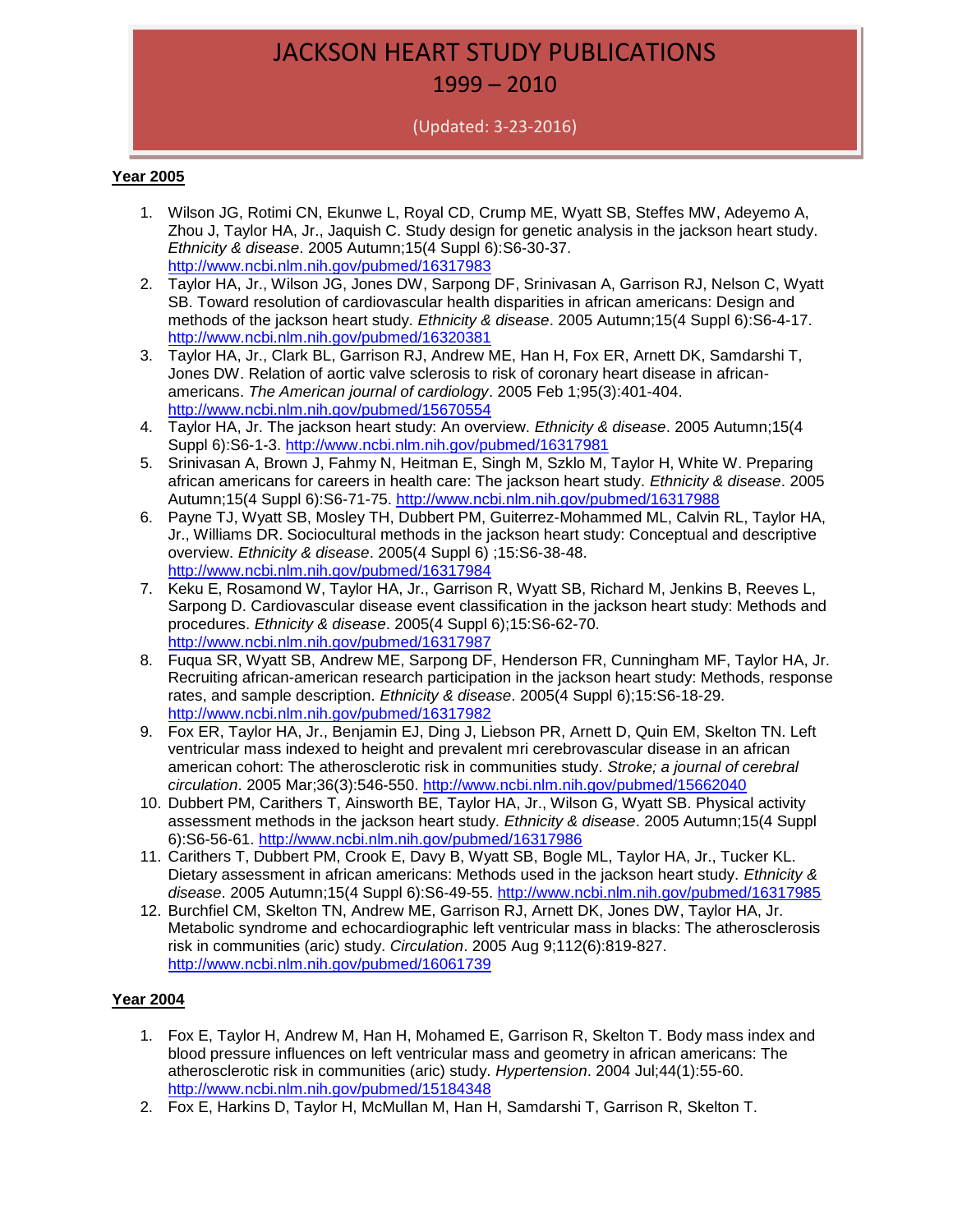# JACKSON HEART STUDY PUBLICATIONS
## 1999 – 2010

(Updated: 3-23-2016)

**Year 2005**

1. Wilson JG, Rotimi CN, Ekunwe L, Royal CD, Crump ME, Wyatt SB, Steffes MW, Adeyemo A, Zhou J, Taylor HA, Jr., Jaquish C. Study design for genetic analysis in the jackson heart study. *Ethnicity & disease*. 2005 Autumn;15(4 Suppl 6):S6-30-37. http://www.ncbi.nlm.nih.gov/pubmed/16317983
2. Taylor HA, Jr., Wilson JG, Jones DW, Sarpong DF, Srinivasan A, Garrison RJ, Nelson C, Wyatt SB. Toward resolution of cardiovascular health disparities in african americans: Design and methods of the jackson heart study. *Ethnicity & disease*. 2005 Autumn;15(4 Suppl 6):S6-4-17. http://www.ncbi.nlm.nih.gov/pubmed/16320381
3. Taylor HA, Jr., Clark BL, Garrison RJ, Andrew ME, Han H, Fox ER, Arnett DK, Samdarshi T, Jones DW. Relation of aortic valve sclerosis to risk of coronary heart disease in african-americans. *The American journal of cardiology*. 2005 Feb 1;95(3):401-404. http://www.ncbi.nlm.nih.gov/pubmed/15670554
4. Taylor HA, Jr. The jackson heart study: An overview. *Ethnicity & disease*. 2005 Autumn;15(4 Suppl 6):S6-1-3. http://www.ncbi.nlm.nih.gov/pubmed/16317981
5. Srinivasan A, Brown J, Fahmy N, Heitman E, Singh M, Szklo M, Taylor H, White W. Preparing african americans for careers in health care: The jackson heart study. *Ethnicity & disease*. 2005 Autumn;15(4 Suppl 6):S6-71-75. http://www.ncbi.nlm.nih.gov/pubmed/16317988
6. Payne TJ, Wyatt SB, Mosley TH, Dubbert PM, Guiterrez-Mohammed ML, Calvin RL, Taylor HA, Jr., Williams DR. Sociocultural methods in the jackson heart study: Conceptual and descriptive overview. *Ethnicity & disease*. 2005(4 Suppl 6) ;15:S6-38-48. http://www.ncbi.nlm.nih.gov/pubmed/16317984
7. Keku E, Rosamond W, Taylor HA, Jr., Garrison R, Wyatt SB, Richard M, Jenkins B, Reeves L, Sarpong D. Cardiovascular disease event classification in the jackson heart study: Methods and procedures. *Ethnicity & disease*. 2005(4 Suppl 6);15:S6-62-70. http://www.ncbi.nlm.nih.gov/pubmed/16317987
8. Fuqua SR, Wyatt SB, Andrew ME, Sarpong DF, Henderson FR, Cunningham MF, Taylor HA, Jr. Recruiting african-american research participation in the jackson heart study: Methods, response rates, and sample description. *Ethnicity & disease*. 2005(4 Suppl 6);15:S6-18-29. http://www.ncbi.nlm.nih.gov/pubmed/16317982
9. Fox ER, Taylor HA, Jr., Benjamin EJ, Ding J, Liebson PR, Arnett D, Quin EM, Skelton TN. Left ventricular mass indexed to height and prevalent mri cerebrovascular disease in an african american cohort: The atherosclerotic risk in communities study. *Stroke; a journal of cerebral circulation*. 2005 Mar;36(3):546-550. http://www.ncbi.nlm.nih.gov/pubmed/15662040
10. Dubbert PM, Carithers T, Ainsworth BE, Taylor HA, Jr., Wilson G, Wyatt SB. Physical activity assessment methods in the jackson heart study. *Ethnicity & disease*. 2005 Autumn;15(4 Suppl 6):S6-56-61. http://www.ncbi.nlm.nih.gov/pubmed/16317986
11. Carithers T, Dubbert PM, Crook E, Davy B, Wyatt SB, Bogle ML, Taylor HA, Jr., Tucker KL. Dietary assessment in african americans: Methods used in the jackson heart study. *Ethnicity & disease*. 2005 Autumn;15(4 Suppl 6):S6-49-55. http://www.ncbi.nlm.nih.gov/pubmed/16317985
12. Burchfiel CM, Skelton TN, Andrew ME, Garrison RJ, Arnett DK, Jones DW, Taylor HA, Jr. Metabolic syndrome and echocardiographic left ventricular mass in blacks: The atherosclerosis risk in communities (aric) study. *Circulation*. 2005 Aug 9;112(6):819-827. http://www.ncbi.nlm.nih.gov/pubmed/16061739

**Year 2004**

1. Fox E, Taylor H, Andrew M, Han H, Mohamed E, Garrison R, Skelton T. Body mass index and blood pressure influences on left ventricular mass and geometry in african americans: The atherosclerotic risk in communities (aric) study. *Hypertension*. 2004 Jul;44(1):55-60. http://www.ncbi.nlm.nih.gov/pubmed/15184348
2. Fox E, Harkins D, Taylor H, McMullan M, Han H, Samdarshi T, Garrison R, Skelton T.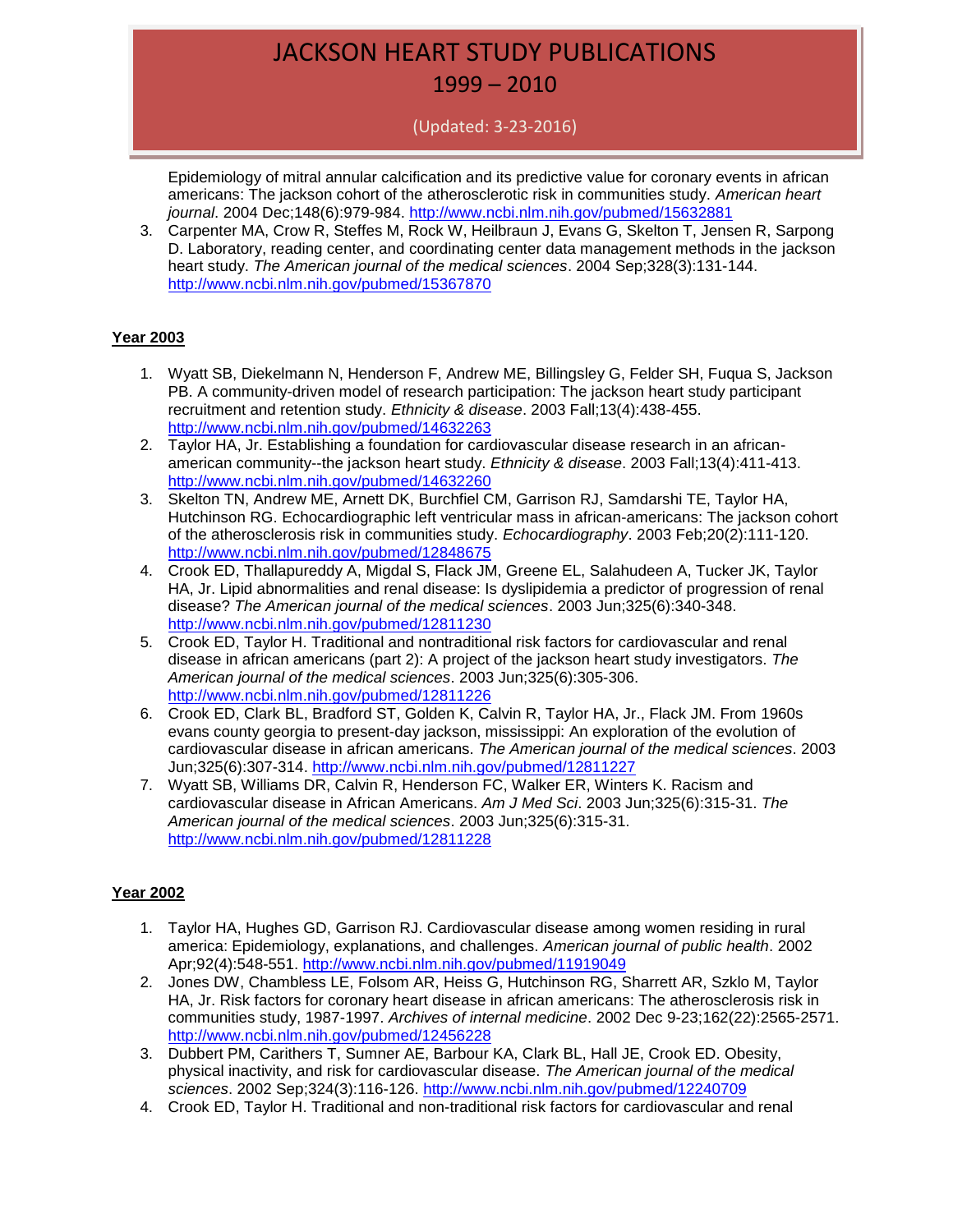Epidemiology of mitral annular calcification and its predictive value for coronary events in african americans: The jackson cohort of the atherosclerotic risk in communities study. *American heart journal*. 2004 Dec;148(6):979-984. http://www.ncbi.nlm.nih.gov/pubmed/15632881

3. Carpenter MA, Crow R, Steffes M, Rock W, Heilbraun J, Evans G, Skelton T, Jensen R, Sarpong D. Laboratory, reading center, and coordinating center data management methods in the jackson heart study. *The American journal of the medical sciences*. 2004 Sep;328(3):131-144. http://www.ncbi.nlm.nih.gov/pubmed/15367870

**Year 2003**

1. Wyatt SB, Diekelmann N, Henderson F, Andrew ME, Billingsley G, Felder SH, Fuqua S, Jackson PB. A community-driven model of research participation: The jackson heart study participant recruitment and retention study. *Ethnicity & disease*. 2003 Fall;13(4):438-455. http://www.ncbi.nlm.nih.gov/pubmed/14632263
2. Taylor HA, Jr. Establishing a foundation for cardiovascular disease research in an african-american community--the jackson heart study. *Ethnicity & disease*. 2003 Fall;13(4):411-413. http://www.ncbi.nlm.nih.gov/pubmed/14632260
3. Skelton TN, Andrew ME, Arnett DK, Burchfiel CM, Garrison RJ, Samdarshi TE, Taylor HA, Hutchinson RG. Echocardiographic left ventricular mass in african-americans: The jackson cohort of the atherosclerosis risk in communities study. *Echocardiography*. 2003 Feb;20(2):111-120. http://www.ncbi.nlm.nih.gov/pubmed/12848675
4. Crook ED, Thallapureddy A, Migdal S, Flack JM, Greene EL, Salahudeen A, Tucker JK, Taylor HA, Jr. Lipid abnormalities and renal disease: Is dyslipidemia a predictor of progression of renal disease? *The American journal of the medical sciences*. 2003 Jun;325(6):340-348. http://www.ncbi.nlm.nih.gov/pubmed/12811230
5. Crook ED, Taylor H. Traditional and nontraditional risk factors for cardiovascular and renal disease in african americans (part 2): A project of the jackson heart study investigators. *The American journal of the medical sciences*. 2003 Jun;325(6):305-306. http://www.ncbi.nlm.nih.gov/pubmed/12811226
6. Crook ED, Clark BL, Bradford ST, Golden K, Calvin R, Taylor HA, Jr., Flack JM. From 1960s evans county georgia to present-day jackson, mississippi: An exploration of the evolution of cardiovascular disease in african americans. *The American journal of the medical sciences*. 2003 Jun;325(6):307-314. http://www.ncbi.nlm.nih.gov/pubmed/12811227
7. Wyatt SB, Williams DR, Calvin R, Henderson FC, Walker ER, Winters K. Racism and cardiovascular disease in African Americans. *Am J Med Sci*. 2003 Jun;325(6):315-31. *The American journal of the medical sciences*. 2003 Jun;325(6):315-31. http://www.ncbi.nlm.nih.gov/pubmed/12811228

**Year 2002**

1. Taylor HA, Hughes GD, Garrison RJ. Cardiovascular disease among women residing in rural america: Epidemiology, explanations, and challenges. *American journal of public health*. 2002 Apr;92(4):548-551. http://www.ncbi.nlm.nih.gov/pubmed/11919049
2. Jones DW, Chambless LE, Folsom AR, Heiss G, Hutchinson RG, Sharrett AR, Szklo M, Taylor HA, Jr. Risk factors for coronary heart disease in african americans: The atherosclerosis risk in communities study, 1987-1997. *Archives of internal medicine*. 2002 Dec 9-23;162(22):2565-2571. http://www.ncbi.nlm.nih.gov/pubmed/12456228
3. Dubbert PM, Carithers T, Sumner AE, Barbour KA, Clark BL, Hall JE, Crook ED. Obesity, physical inactivity, and risk for cardiovascular disease. *The American journal of the medical sciences*. 2002 Sep;324(3):116-126. http://www.ncbi.nlm.nih.gov/pubmed/12240709
4. Crook ED, Taylor H. Traditional and non-traditional risk factors for cardiovascular and renal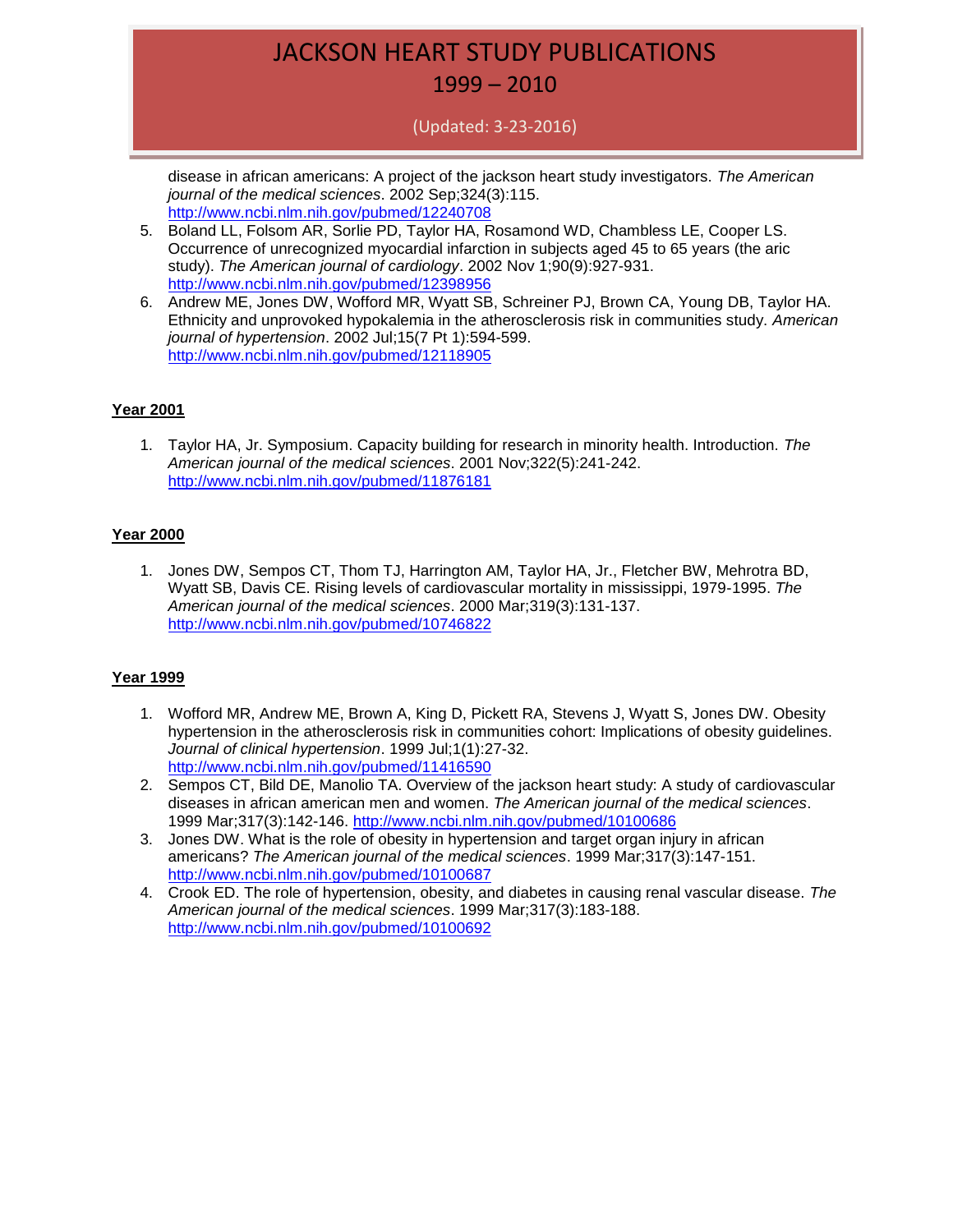disease in african americans: A project of the jackson heart study investigators. *The American journal of the medical sciences*. 2002 Sep;324(3):115. http://www.ncbi.nlm.nih.gov/pubmed/12240708

5. Boland LL, Folsom AR, Sorlie PD, Taylor HA, Rosamond WD, Chambless LE, Cooper LS. Occurrence of unrecognized myocardial infarction in subjects aged 45 to 65 years (the aric study). *The American journal of cardiology*. 2002 Nov 1;90(9):927-931. http://www.ncbi.nlm.nih.gov/pubmed/12398956
6. Andrew ME, Jones DW, Wofford MR, Wyatt SB, Schreiner PJ, Brown CA, Young DB, Taylor HA. Ethnicity and unprovoked hypokalemia in the atherosclerosis risk in communities study. *American journal of hypertension*. 2002 Jul;15(7 Pt 1):594-599. http://www.ncbi.nlm.nih.gov/pubmed/12118905

**Year 2001**

1. Taylor HA, Jr. Symposium. Capacity building for research in minority health. Introduction. *The American journal of the medical sciences*. 2001 Nov;322(5):241-242. http://www.ncbi.nlm.nih.gov/pubmed/11876181

**Year 2000**

1. Jones DW, Sempos CT, Thom TJ, Harrington AM, Taylor HA, Jr., Fletcher BW, Mehrotra BD, Wyatt SB, Davis CE. Rising levels of cardiovascular mortality in mississippi, 1979-1995. *The American journal of the medical sciences*. 2000 Mar;319(3):131-137. http://www.ncbi.nlm.nih.gov/pubmed/10746822

**Year 1999**

1. Wofford MR, Andrew ME, Brown A, King D, Pickett RA, Stevens J, Wyatt S, Jones DW. Obesity hypertension in the atherosclerosis risk in communities cohort: Implications of obesity guidelines. *Journal of clinical hypertension*. 1999 Jul;1(1):27-32. http://www.ncbi.nlm.nih.gov/pubmed/11416590
2. Sempos CT, Bild DE, Manolio TA. Overview of the jackson heart study: A study of cardiovascular diseases in african american men and women. *The American journal of the medical sciences*. 1999 Mar;317(3):142-146. http://www.ncbi.nlm.nih.gov/pubmed/10100686
3. Jones DW. What is the role of obesity in hypertension and target organ injury in african americans? *The American journal of the medical sciences*. 1999 Mar;317(3):147-151. http://www.ncbi.nlm.nih.gov/pubmed/10100687
4. Crook ED. The role of hypertension, obesity, and diabetes in causing renal vascular disease. *The American journal of the medical sciences*. 1999 Mar;317(3):183-188. http://www.ncbi.nlm.nih.gov/pubmed/10100692